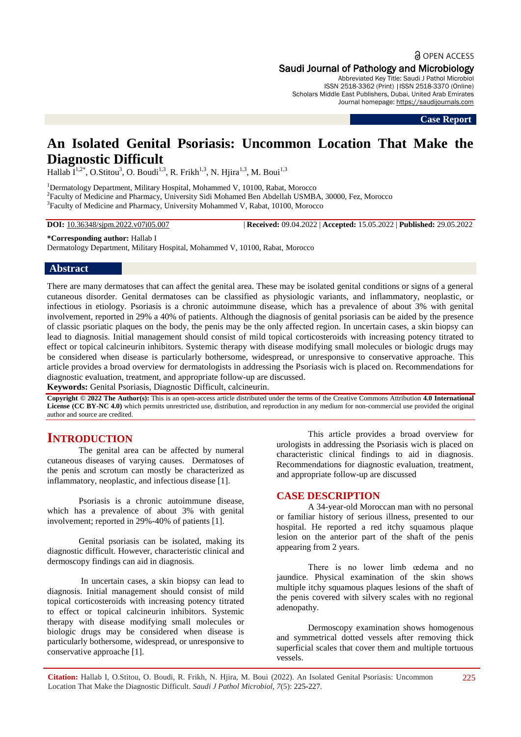Open Access

Saudi Journal of Pathology and Microbiology

Abbreviated Key Title: Saudi J Pathol Microbiol
ISSN 2518-3362 (Print) |ISSN 2518-3370 (Online)
Scholars Middle East Publishers, Dubai, United Arab Emirates
Journal homepage: https://saudijournals.com

**Case Report**

# An Isolated Genital Psoriasis: Uncommon Location That Make the Diagnostic Difficult

Hallab I[1,2*], O.Stitou[3], O. Boudi[1,3], R. Frikh[1,3], N. Hjira[1,3], M. Boui[1,3]

[1]Dermatology Department, Military Hospital, Mohammed V, 10100, Rabat, Morocco
[2]Faculty of Medicine and Pharmacy, University Sidi Mohamed Ben Abdellah USMBA, 30000, Fez, Morocco
[3]Faculty of Medicine and Pharmacy, University Mohammed V, Rabat, 10100, Morocco

**DOI:** 10.36348/sjpm.2022.v07i05.007 | **Received:** 09.04.2022 | **Accepted:** 15.05.2022 | **Published:** 29.05.2022

**\*Corresponding author:** Hallab I
Dermatology Department, Military Hospital, Mohammed V, 10100, Rabat, Morocco

## Abstract

There are many dermatoses that can affect the genital area. These may be isolated genital conditions or signs of a general cutaneous disorder. Genital dermatoses can be classified as physiologic variants, and inflammatory, neoplastic, or infectious in etiology. Psoriasis is a chronic autoimmune disease, which has a prevalence of about 3% with genital involvement, reported in 29% a 40% of patients. Although the diagnosis of genital psoriasis can be aided by the presence of classic psoriatic plaques on the body, the penis may be the only affected region. In uncertain cases, a skin biopsy can lead to diagnosis. Initial management should consist of mild topical corticosteroids with increasing potency titrated to effect or topical calcineurin inhibitors. Systemic therapy with disease modifying small molecules or biologic drugs may be considered when disease is particularly bothersome, widespread, or unresponsive to conservative approache. This article provides a broad overview for dermatologists in addressing the Psoriasis wich is placed on. Recommendations for diagnostic evaluation, treatment, and appropriate follow-up are discussed.

**Keywords:** Genital Psoriasis, Diagnostic Difficult, calcineurin.

**Copyright © 2022 The Author(s):** This is an open-access article distributed under the terms of the Creative Commons Attribution **4.0 International License (CC BY-NC 4.0)** which permits unrestricted use, distribution, and reproduction in any medium for non-commercial use provided the original author and source are credited.

## INTRODUCTION

The genital area can be affected by numeral cutaneous diseases of varying causes. Dermatoses of the penis and scrotum can mostly be characterized as inflammatory, neoplastic, and infectious disease [1].

Psoriasis is a chronic autoimmune disease, which has a prevalence of about 3% with genital involvement; reported in 29%-40% of patients [1].

Genital psoriasis can be isolated, making its diagnostic difficult. However, characteristic clinical and dermoscopy findings can aid in diagnosis.

In uncertain cases, a skin biopsy can lead to diagnosis. Initial management should consist of mild topical corticosteroids with increasing potency titrated to effect or topical calcineurin inhibitors. Systemic therapy with disease modifying small molecules or biologic drugs may be considered when disease is particularly bothersome, widespread, or unresponsive to conservative approache [1].

This article provides a broad overview for urologists in addressing the Psoriasis wich is placed on characteristic clinical findings to aid in diagnosis. Recommendations for diagnostic evaluation, treatment, and appropriate follow-up are discussed

## CASE DESCRIPTION

A 34-year-old Moroccan man with no personal or familiar history of serious illness, presented to our hospital. He reported a red itchy squamous plaque lesion on the anterior part of the shaft of the penis appearing from 2 years.

There is no lower limb œdema and no jaundice. Physical examination of the skin shows multiple itchy squamous plaques lesions of the shaft of the penis covered with silvery scales with no regional adenopathy.

Dermoscopy examination shows homogenous and symmetrical dotted vessels after removing thick superficial scales that cover them and multiple tortuous vessels.

**Citation:** Hallab I, O.Stitou, O. Boudi, R. Frikh, N. Hjira, M. Boui (2022). An Isolated Genital Psoriasis: Uncommon Location That Make the Diagnostic Difficult. *Saudi J Pathol Microbiol, 7*(5): 225-227.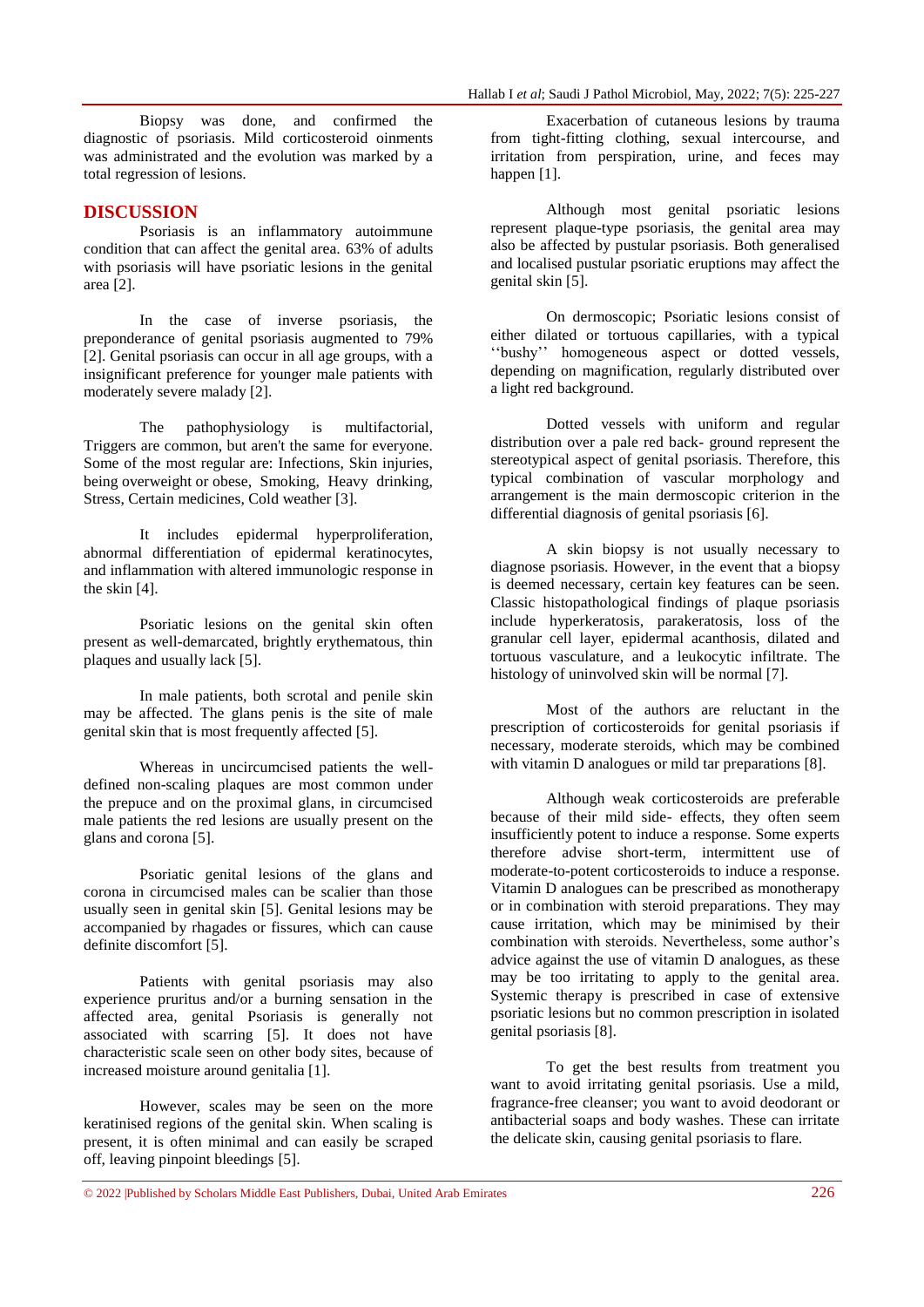Biopsy was done, and confirmed the diagnostic of psoriasis. Mild corticosteroid oinments was administrated and the evolution was marked by a total regression of lesions.

## DISCUSSION

Psoriasis is an inflammatory autoimmune condition that can affect the genital area. 63% of adults with psoriasis will have psoriatic lesions in the genital area [2].

In the case of inverse psoriasis, the preponderance of genital psoriasis augmented to 79% [2]. Genital psoriasis can occur in all age groups, with a insignificant preference for younger male patients with moderately severe malady [2].

The pathophysiology is multifactorial, Triggers are common, but aren't the same for everyone. Some of the most regular are: Infections, Skin injuries, being overweight or obese, Smoking, Heavy drinking, Stress, Certain medicines, Cold weather [3].

It includes epidermal hyperproliferation, abnormal differentiation of epidermal keratinocytes, and inflammation with altered immunologic response in the skin [4].

Psoriatic lesions on the genital skin often present as well-demarcated, brightly erythematous, thin plaques and usually lack [5].

In male patients, both scrotal and penile skin may be affected. The glans penis is the site of male genital skin that is most frequently affected [5].

Whereas in uncircumcised patients the well-defined non-scaling plaques are most common under the prepuce and on the proximal glans, in circumcised male patients the red lesions are usually present on the glans and corona [5].

Psoriatic genital lesions of the glans and corona in circumcised males can be scalier than those usually seen in genital skin [5]. Genital lesions may be accompanied by rhagades or fissures, which can cause definite discomfort [5].

Patients with genital psoriasis may also experience pruritus and/or a burning sensation in the affected area, genital Psoriasis is generally not associated with scarring [5]. It does not have characteristic scale seen on other body sites, because of increased moisture around genitalia [1].

However, scales may be seen on the more keratinised regions of the genital skin. When scaling is present, it is often minimal and can easily be scraped off, leaving pinpoint bleedings [5].

Exacerbation of cutaneous lesions by trauma from tight-fitting clothing, sexual intercourse, and irritation from perspiration, urine, and feces may happen [1].

Although most genital psoriatic lesions represent plaque-type psoriasis, the genital area may also be affected by pustular psoriasis. Both generalised and localised pustular psoriatic eruptions may affect the genital skin [5].

On dermoscopic; Psoriatic lesions consist of either dilated or tortuous capillaries, with a typical ''bushy'' homogeneous aspect or dotted vessels, depending on magnification, regularly distributed over a light red background.

Dotted vessels with uniform and regular distribution over a pale red back- ground represent the stereotypical aspect of genital psoriasis. Therefore, this typical combination of vascular morphology and arrangement is the main dermoscopic criterion in the differential diagnosis of genital psoriasis [6].

A skin biopsy is not usually necessary to diagnose psoriasis. However, in the event that a biopsy is deemed necessary, certain key features can be seen. Classic histopathological findings of plaque psoriasis include hyperkeratosis, parakeratosis, loss of the granular cell layer, epidermal acanthosis, dilated and tortuous vasculature, and a leukocytic infiltrate. The histology of uninvolved skin will be normal [7].

Most of the authors are reluctant in the prescription of corticosteroids for genital psoriasis if necessary, moderate steroids, which may be combined with vitamin D analogues or mild tar preparations [8].

Although weak corticosteroids are preferable because of their mild side- effects, they often seem insufficiently potent to induce a response. Some experts therefore advise short-term, intermittent use of moderate-to-potent corticosteroids to induce a response. Vitamin D analogues can be prescribed as monotherapy or in combination with steroid preparations. They may cause irritation, which may be minimised by their combination with steroids. Nevertheless, some author's advice against the use of vitamin D analogues, as these may be too irritating to apply to the genital area. Systemic therapy is prescribed in case of extensive psoriatic lesions but no common prescription in isolated genital psoriasis [8].

To get the best results from treatment you want to avoid irritating genital psoriasis. Use a mild, fragrance-free cleanser; you want to avoid deodorant or antibacterial soaps and body washes. These can irritate the delicate skin, causing genital psoriasis to flare.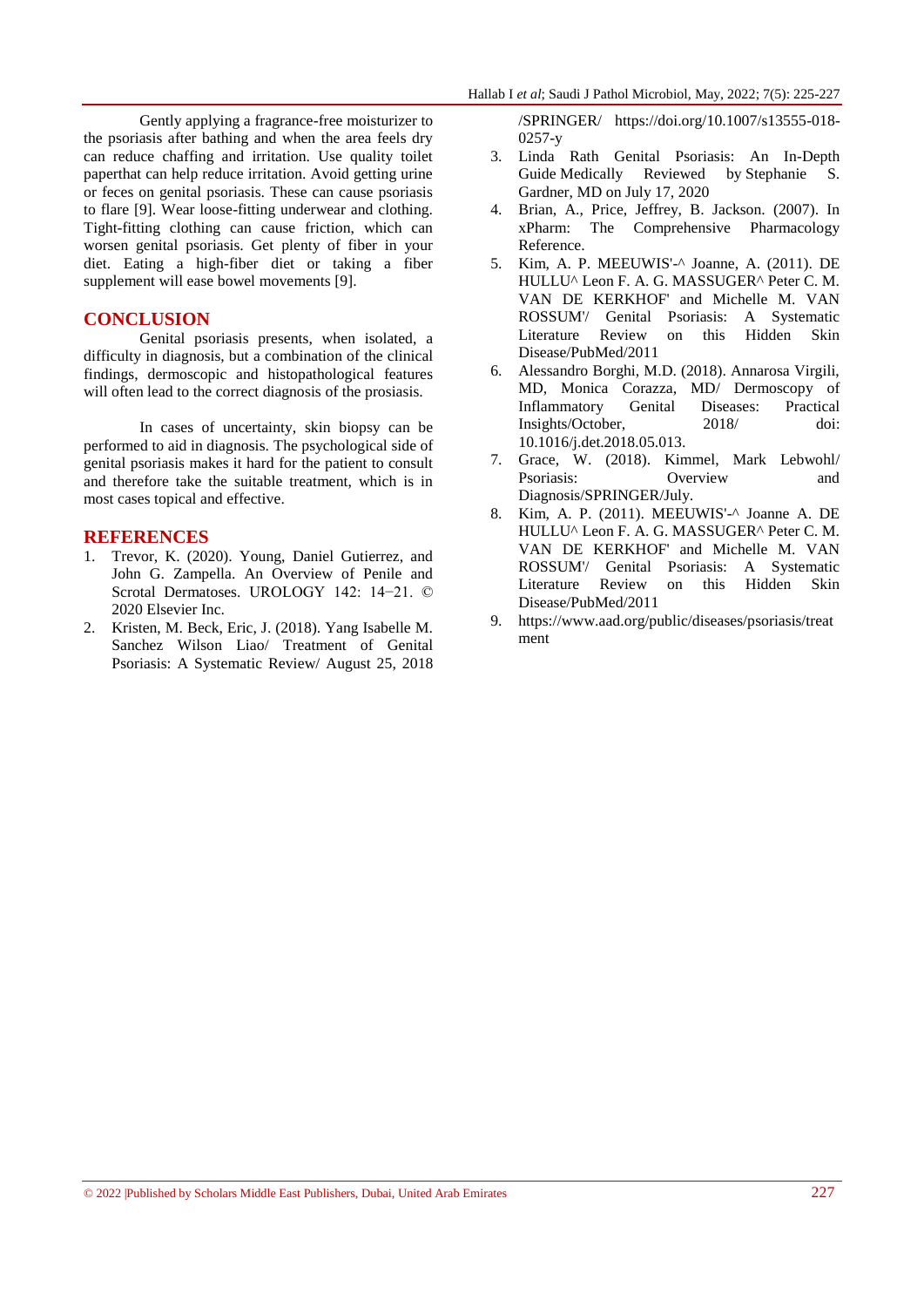Gently applying a fragrance-free moisturizer to the psoriasis after bathing and when the area feels dry can reduce chaffing and irritation. Use quality toilet paperthat can help reduce irritation. Avoid getting urine or feces on genital psoriasis. These can cause psoriasis to flare [9]. Wear loose-fitting underwear and clothing. Tight-fitting clothing can cause friction, which can worsen genital psoriasis. Get plenty of fiber in your diet. Eating a high-fiber diet or taking a fiber supplement will ease bowel movements [9].

## CONCLUSION

Genital psoriasis presents, when isolated, a difficulty in diagnosis, but a combination of the clinical findings, dermoscopic and histopathological features will often lead to the correct diagnosis of the prosiasis.

In cases of uncertainty, skin biopsy can be performed to aid in diagnosis. The psychological side of genital psoriasis makes it hard for the patient to consult and therefore take the suitable treatment, which is in most cases topical and effective.

## REFERENCES

1. Trevor, K. (2020). Young, Daniel Gutierrez, and John G. Zampella. An Overview of Penile and Scrotal Dermatoses. UROLOGY 142: 14−21. © 2020 Elsevier Inc.
2. Kristen, M. Beck, Eric, J. (2018). Yang Isabelle M. Sanchez Wilson Liao/ Treatment of Genital Psoriasis: A Systematic Review/ August 25, 2018 /SPRINGER/ https://doi.org/10.1007/s13555-018-0257-y
3. Linda Rath Genital Psoriasis: An In-Depth Guide Medically Reviewed by Stephanie S. Gardner, MD on July 17, 2020
4. Brian, A., Price, Jeffrey, B. Jackson. (2007). In xPharm: The Comprehensive Pharmacology Reference.
5. Kim, A. P. MEEUWIS'-^ Joanne, A. (2011). DE HULLU^ Leon F. A. G. MASSUGER^ Peter C. M. VAN DE KERKHOF' and Michelle M. VAN ROSSUM'/ Genital Psoriasis: A Systematic Literature Review on this Hidden Skin Disease/PubMed/2011
6. Alessandro Borghi, M.D. (2018). Annarosa Virgili, MD, Monica Corazza, MD/ Dermoscopy of Inflammatory Genital Diseases: Practical Insights/October, 2018/ doi: 10.1016/j.det.2018.05.013.
7. Grace, W. (2018). Kimmel, Mark Lebwohl/ Psoriasis: Overview and Diagnosis/SPRINGER/July.
8. Kim, A. P. (2011). MEEUWIS'-^ Joanne A. DE HULLU^ Leon F. A. G. MASSUGER^ Peter C. M. VAN DE KERKHOF' and Michelle M. VAN ROSSUM'/ Genital Psoriasis: A Systematic Literature Review on this Hidden Skin Disease/PubMed/2011
9. https://www.aad.org/public/diseases/psoriasis/treatment